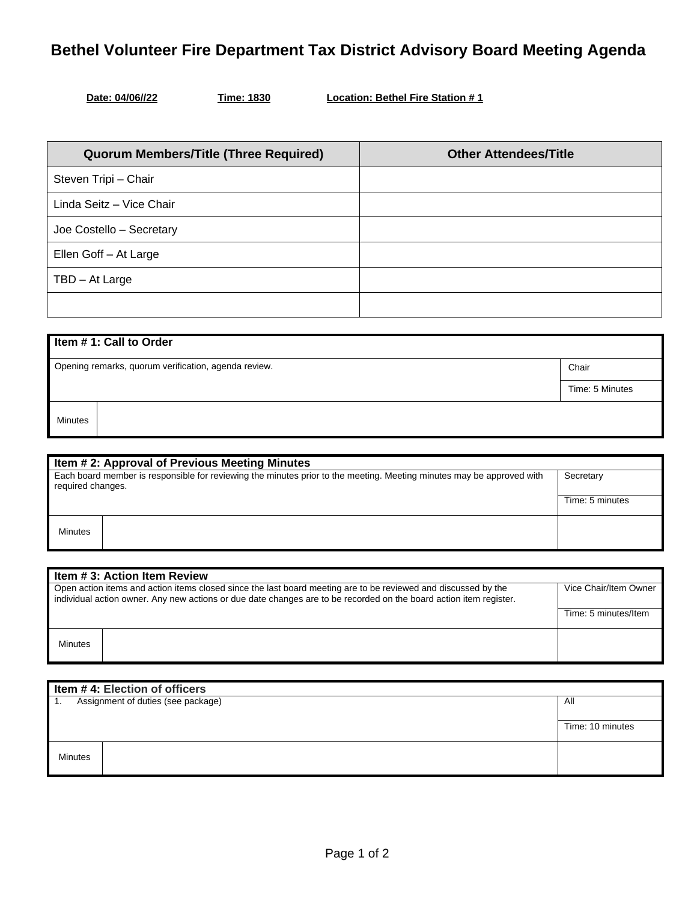# Bethel Volunteer Fire Department Tax District Advisory Board Meeting Agenda

**Date: 04/06//22** **Time: 1830** **Location: Bethel Fire Station # 1**

| Quorum Members/Title (Three Required) | Other Attendees/Title |
|---|---|
| Steven Tripi – Chair | |
| Linda Seitz – Vice Chair | |
| Joe Costello – Secretary | |
| Ellen Goff – At Large | |
| TBD – At Large | |
| | |

| Item # 1: Call to Order | | |
|---|---|---|
| Opening remarks, quorum verification, agenda review. | | Chair |
| | | Time: 5 Minutes |
| Minutes | | |

| Item # 2: Approval of Previous Meeting Minutes | | |
|---|---|---|
| Each board member is responsible for reviewing the minutes prior to the meeting. Meeting minutes may be approved with required changes. | | Secretary |
| | | Time: 5 minutes |
| Minutes | | |

| Item # 3: Action Item Review | | |
|---|---|---|
| Open action items and action items closed since the last board meeting are to be reviewed and discussed by the individual action owner. Any new actions or due date changes are to be recorded on the board action item register. | | Vice Chair/Item Owner |
| | | Time: 5 minutes/Item |
| Minutes | | |

| Item # 4: Election of officers | | |
|---|---|---|
| 1. Assignment of duties (see package) | | All |
| | | Time: 10 minutes |
| Minutes | | |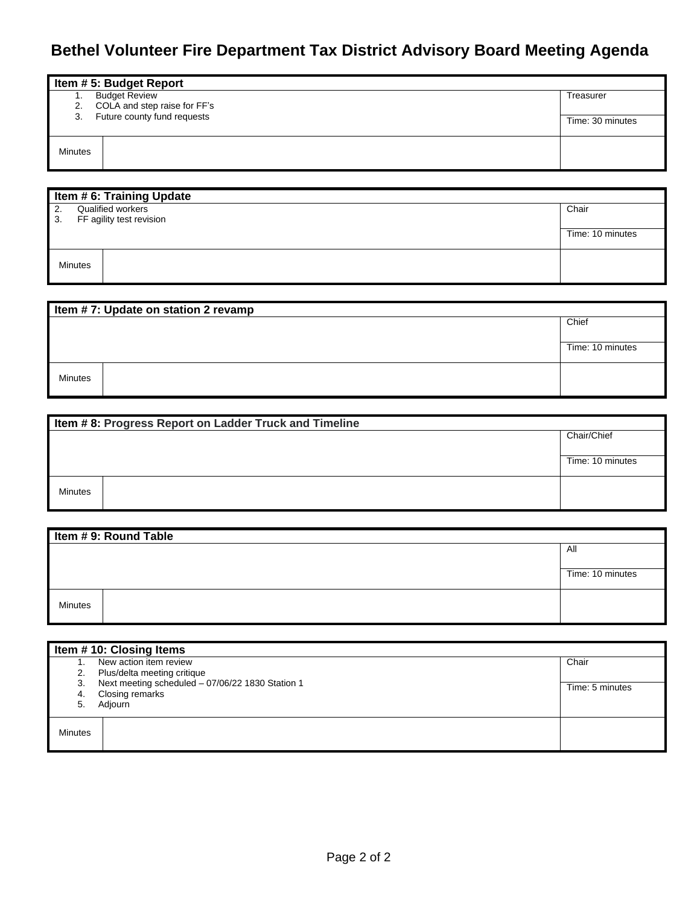# Bethel Volunteer Fire Department Tax District Advisory Board Meeting Agenda

| Item # 5: Budget Report | | |
|---|---|---|
| 1. Budget Review<br>2. COLA and step raise for FF's<br>3. Future county fund requests | | Treasurer<br>Time: 30 minutes |
| Minutes | | |

| Item # 6: Training Update | | |
|---|---|---|
| 2. Qualified workers<br>3. FF agility test revision | | Chair<br>Time: 10 minutes |
| Minutes | | |

| Item # 7: Update on station 2 revamp | | |
|---|---|---|
| | | Chief<br>Time: 10 minutes |
| Minutes | | |

| Item # 8: Progress Report on Ladder Truck and Timeline | | |
|---|---|---|
| | | Chair/Chief<br>Time: 10 minutes |
| Minutes | | |

| Item # 9: Round Table | | |
|---|---|---|
| | | All<br>Time: 10 minutes |
| Minutes | | |

| Item # 10: Closing Items | | |
|---|---|---|
| 1. New action item review<br>2. Plus/delta meeting critique<br>3. Next meeting scheduled – 07/06/22 1830 Station 1<br>4. Closing remarks<br>5. Adjourn | | Chair<br>Time: 5 minutes |
| Minutes | | |